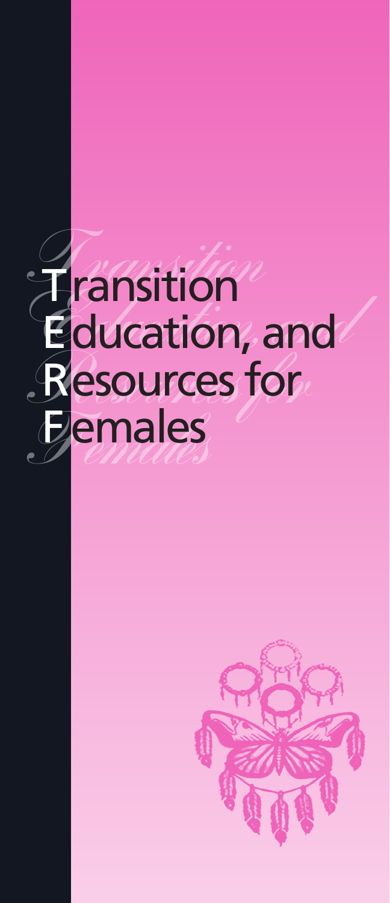# Transition Education, and Resources for Females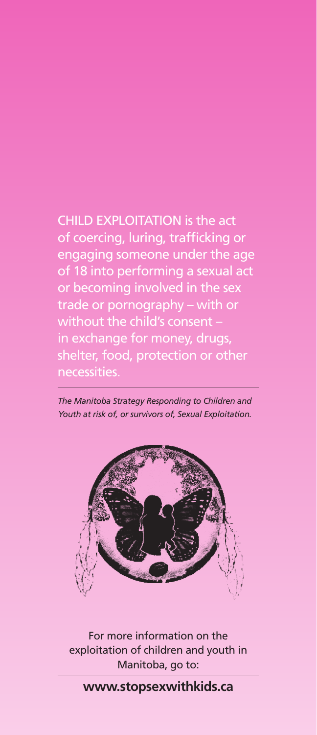CHILD EXPLOITATION is the act of coercing, luring, trafficking or engaging someone under the age of 18 into performing a sexual act or becoming involved in the sex trade or pornography – with or without the child's consent – in exchange for money, drugs, shelter, food, protection or other necessities.

*The Manitoba Strategy Responding to Children and Youth at risk of, or survivors of, Sexual Exploitation.*

For more information on the exploitation of children and youth in Manitoba, go to:

**www.stopsexwithkids.ca**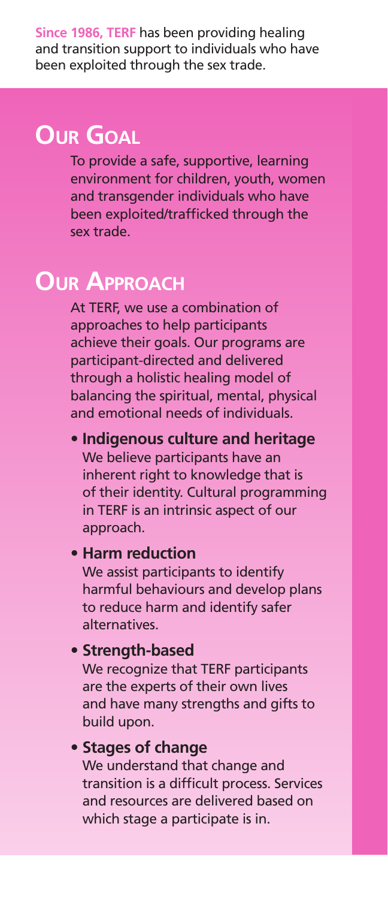**Since 1986, TERF** has been providing healing and transition support to individuals who have been exploited through the sex trade.

## Our Goal

To provide a safe, supportive, learning environment for children, youth, women and transgender individuals who have been exploited/trafficked through the sex trade.

## Our Approach

At TERF, we use a combination of approaches to help participants achieve their goals. Our programs are participant-directed and delivered through a holistic healing model of balancing the spiritual, mental, physical and emotional needs of individuals.

- **Indigenous culture and heritage**
  We believe participants have an inherent right to knowledge that is of their identity. Cultural programming in TERF is an intrinsic aspect of our approach.
- **Harm reduction**
  We assist participants to identify harmful behaviours and develop plans to reduce harm and identify safer alternatives.
- **Strength-based**
  We recognize that TERF participants are the experts of their own lives and have many strengths and gifts to build upon.
- **Stages of change**
  We understand that change and transition is a difficult process. Services and resources are delivered based on which stage a participate is in.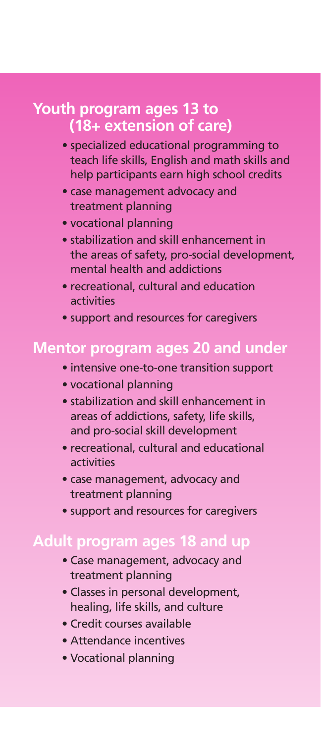## Youth program ages 13 to (18+ extension of care)

- specialized educational programming to teach life skills, English and math skills and help participants earn high school credits
- case management advocacy and treatment planning
- vocational planning
- stabilization and skill enhancement in the areas of safety, pro-social development, mental health and addictions
- recreational, cultural and education activities
- support and resources for caregivers

## Mentor program ages 20 and under

- intensive one-to-one transition support
- vocational planning
- stabilization and skill enhancement in areas of addictions, safety, life skills, and pro-social skill development
- recreational, cultural and educational activities
- case management, advocacy and treatment planning
- support and resources for caregivers

## Adult program ages 18 and up

- Case management, advocacy and treatment planning
- Classes in personal development, healing, life skills, and culture
- Credit courses available
- Attendance incentives
- Vocational planning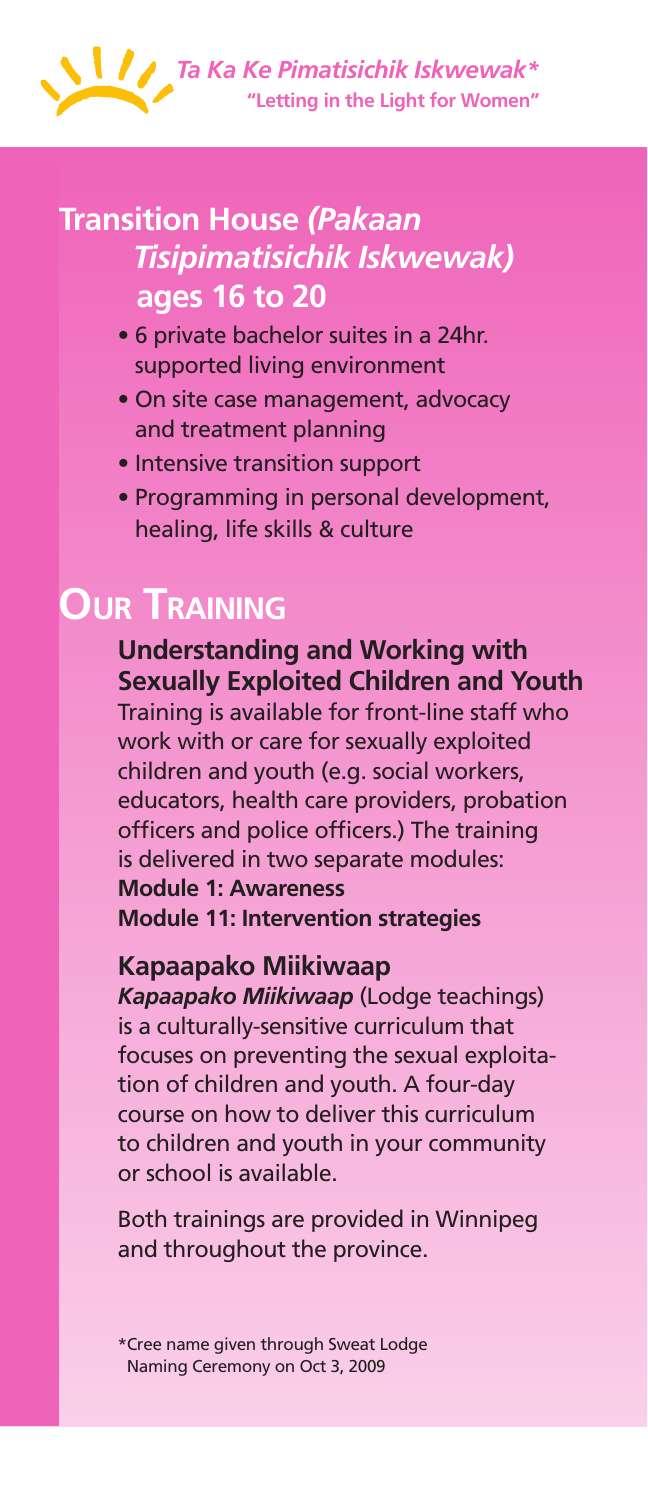*Ta Ka Ke Pimatisichik Iskwewak\**
**"Letting in the Light for Women"**

## Transition House *(Pakaan Tisipimatisichik Iskwewak)* ages 16 to 20

- 6 private bachelor suites in a 24hr. supported living environment
- On site case management, advocacy and treatment planning
- Intensive transition support
- Programming in personal development, healing, life skills & culture

# Our Training

### Understanding and Working with Sexually Exploited Children and Youth

Training is available for front-line staff who work with or care for sexually exploited children and youth (e.g. social workers, educators, health care providers, probation officers and police officers.) The training is delivered in two separate modules:
**Module 1: Awareness**
**Module 11: Intervention strategies**

### Kapaapako Miikiwaap

***Kapaapako Miikiwaap*** (Lodge teachings) is a culturally-sensitive curriculum that focuses on preventing the sexual exploitation of children and youth. A four-day course on how to deliver this curriculum to children and youth in your community or school is available.

Both trainings are provided in Winnipeg and throughout the province.

\*Cree name given through Sweat Lodge Naming Ceremony on Oct 3, 2009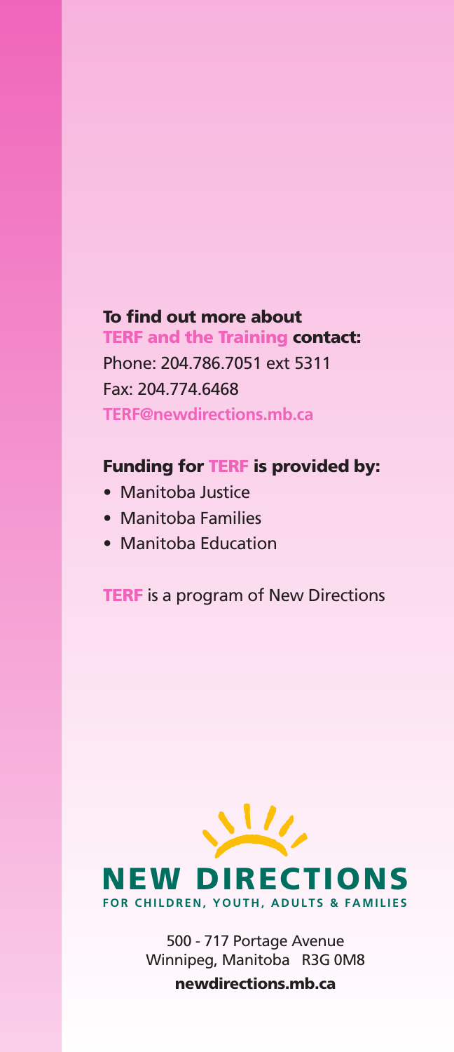**To find out more about TERF and the Training contact:**

Phone: 204.786.7051 ext 5311
Fax: 204.774.6468
TERF@newdirections.mb.ca

**Funding for TERF is provided by:**

- Manitoba Justice
- Manitoba Families
- Manitoba Education

TERF is a program of New Directions

NEW DIRECTIONS
FOR CHILDREN, YOUTH, ADULTS & FAMILIES

500 - 717 Portage Avenue
Winnipeg, Manitoba R3G 0M8

**newdirections.mb.ca**